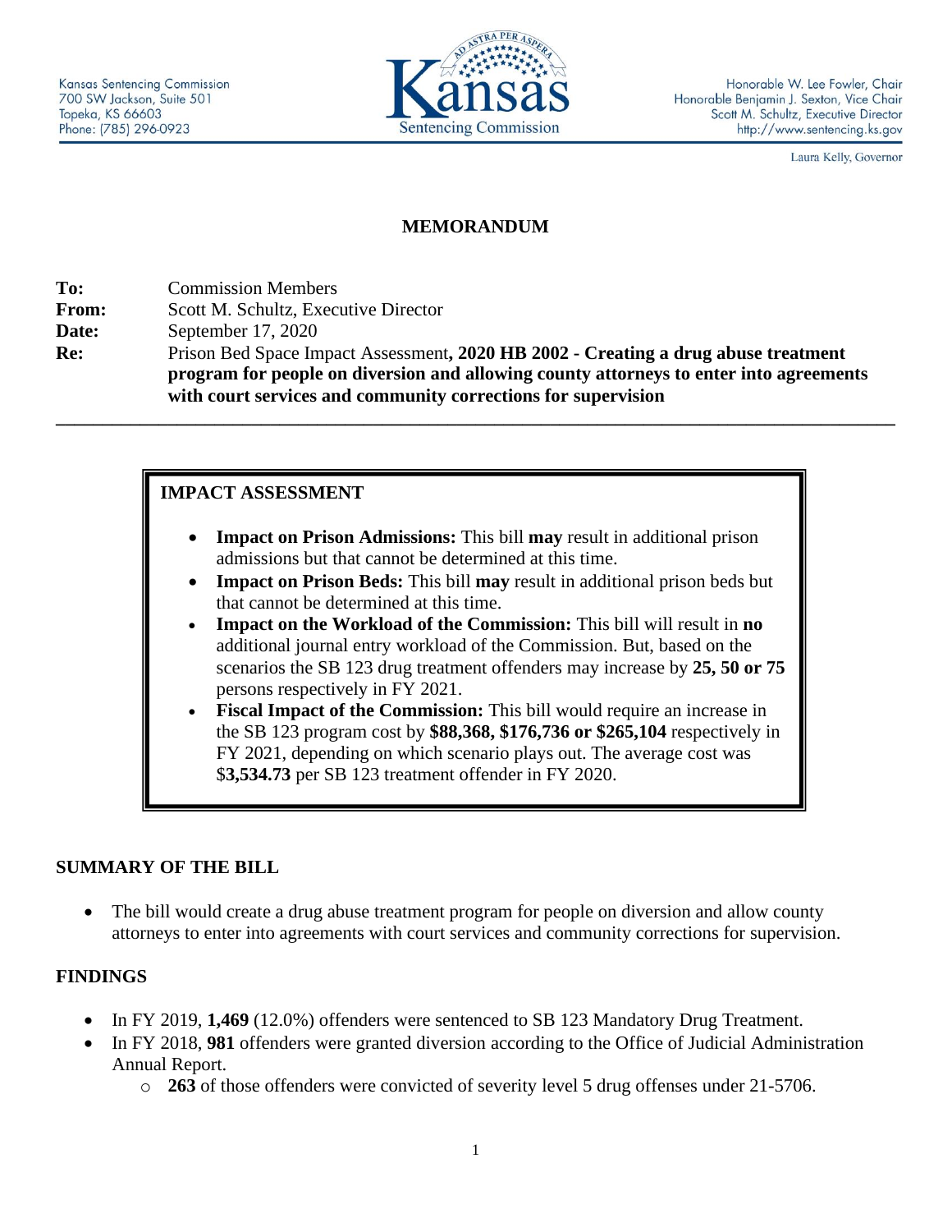Kansas Sentencing Commission
700 SW Jackson, Suite 501
Topeka, KS 66603
Phone: (785) 296-0923

Kansas Sentencing Commission

Honorable W. Lee Fowler, Chair
Honorable Benjamin J. Sexton, Vice Chair
Scott M. Schultz, Executive Director
http://www.sentencing.ks.gov

Laura Kelly, Governor

# MEMORANDUM

**To:** Commission Members
**From:** Scott M. Schultz, Executive Director
**Date:** September 17, 2020
**Re:** Prison Bed Space Impact Assessment**, 2020 HB 2002 - Creating a drug abuse treatment program for people on diversion and allowing county attorneys to enter into agreements with court services and community corrections for supervision**

---

## IMPACT ASSESSMENT

- **Impact on Prison Admissions:** This bill **may** result in additional prison admissions but that cannot be determined at this time.
- **Impact on Prison Beds:** This bill **may** result in additional prison beds but that cannot be determined at this time.
- **Impact on the Workload of the Commission:** This bill will result in **no** additional journal entry workload of the Commission. But, based on the scenarios the SB 123 drug treatment offenders may increase by **25, 50 or 75** persons respectively in FY 2021.
- **Fiscal Impact of the Commission:** This bill would require an increase in the SB 123 program cost by **$88,368, $176,736 or $265,104** respectively in FY 2021, depending on which scenario plays out. The average cost was $**3,534.73** per SB 123 treatment offender in FY 2020.

## SUMMARY OF THE BILL

- The bill would create a drug abuse treatment program for people on diversion and allow county attorneys to enter into agreements with court services and community corrections for supervision.

## FINDINGS

- In FY 2019, **1,469** (12.0%) offenders were sentenced to SB 123 Mandatory Drug Treatment.
- In FY 2018, **981** offenders were granted diversion according to the Office of Judicial Administration Annual Report.
  - **263** of those offenders were convicted of severity level 5 drug offenses under 21-5706.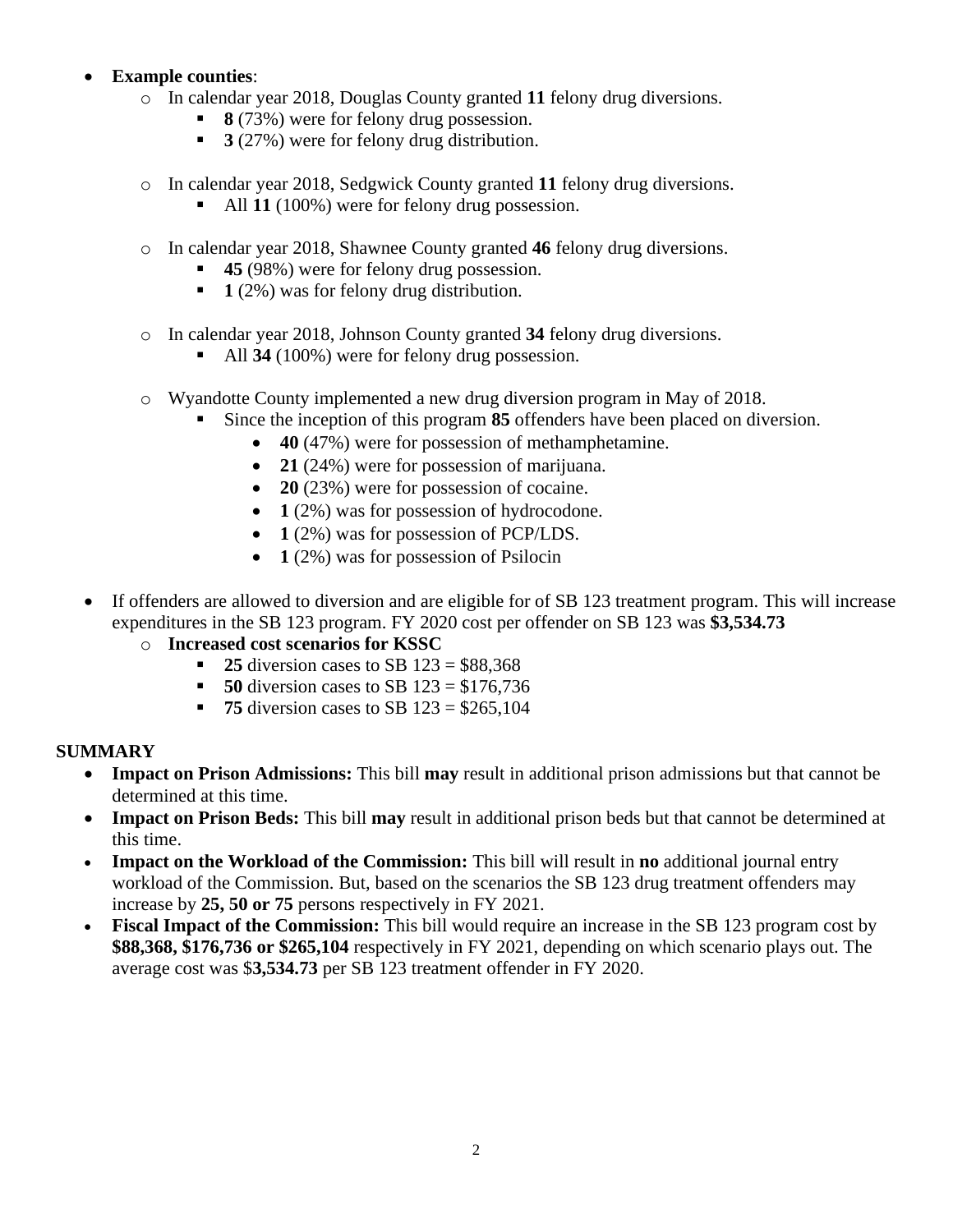- **Example counties**:
  - In calendar year 2018, Douglas County granted **11** felony drug diversions.
    - **8** (73%) were for felony drug possession.
    - **3** (27%) were for felony drug distribution.
  - In calendar year 2018, Sedgwick County granted **11** felony drug diversions.
    - All **11** (100%) were for felony drug possession.
  - In calendar year 2018, Shawnee County granted **46** felony drug diversions.
    - **45** (98%) were for felony drug possession.
    - **1** (2%) was for felony drug distribution.
  - In calendar year 2018, Johnson County granted **34** felony drug diversions.
    - All **34** (100%) were for felony drug possession.
  - Wyandotte County implemented a new drug diversion program in May of 2018.
    - Since the inception of this program **85** offenders have been placed on diversion.
      - **40** (47%) were for possession of methamphetamine.
      - **21** (24%) were for possession of marijuana.
      - **20** (23%) were for possession of cocaine.
      - **1** (2%) was for possession of hydrocodone.
      - **1** (2%) was for possession of PCP/LDS.
      - **1** (2%) was for possession of Psilocin
- If offenders are allowed to diversion and are eligible for of SB 123 treatment program. This will increase expenditures in the SB 123 program. FY 2020 cost per offender on SB 123 was **$3,534.73**
  - **Increased cost scenarios for KSSC**
    - **25** diversion cases to SB 123 = $88,368
    - **50** diversion cases to SB 123 = $176,736
    - **75** diversion cases to SB 123 = $265,104

**SUMMARY**

- **Impact on Prison Admissions:** This bill **may** result in additional prison admissions but that cannot be determined at this time.
- **Impact on Prison Beds:** This bill **may** result in additional prison beds but that cannot be determined at this time.
- **Impact on the Workload of the Commission:** This bill will result in **no** additional journal entry workload of the Commission. But, based on the scenarios the SB 123 drug treatment offenders may increase by **25, 50 or 75** persons respectively in FY 2021.
- **Fiscal Impact of the Commission:** This bill would require an increase in the SB 123 program cost by **$88,368, $176,736 or $265,104** respectively in FY 2021, depending on which scenario plays out. The average cost was $**3,534.73** per SB 123 treatment offender in FY 2020.